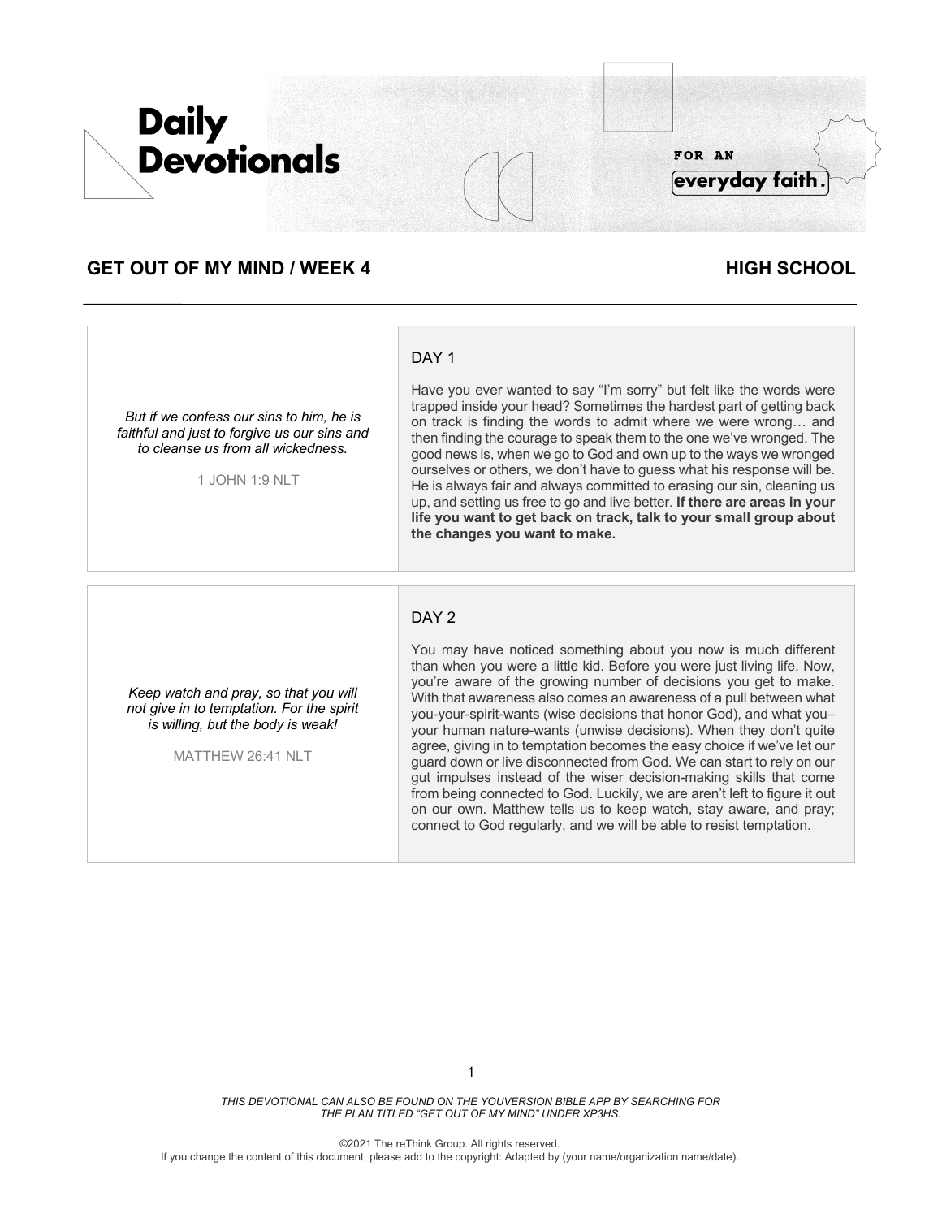# Daily Devotionals

FOR AN **everyday faith.**

## GET OUT OF MY MIND / WEEK 4

**HIGH SCHOOL**

*But if we confess our sins to him, he is faithful and just to forgive us our sins and to cleanse us from all wickedness.*

1 JOHN 1:9 NLT

### DAY 1

Have you ever wanted to say "I'm sorry" but felt like the words were trapped inside your head? Sometimes the hardest part of getting back on track is finding the words to admit where we were wrong… and then finding the courage to speak them to the one we've wronged. The good news is, when we go to God and own up to the ways we wronged ourselves or others, we don't have to guess what his response will be. He is always fair and always committed to erasing our sin, cleaning us up, and setting us free to go and live better. **If there are areas in your life you want to get back on track, talk to your small group about the changes you want to make.**

*Keep watch and pray, so that you will not give in to temptation. For the spirit is willing, but the body is weak!*

MATTHEW 26:41 NLT

### DAY 2

You may have noticed something about you now is much different than when you were a little kid. Before you were just living life. Now, you're aware of the growing number of decisions you get to make. With that awareness also comes an awareness of a pull between what you-your-spirit-wants (wise decisions that honor God), and what you–your human nature-wants (unwise decisions). When they don't quite agree, giving in to temptation becomes the easy choice if we've let our guard down or live disconnected from God. We can start to rely on our gut impulses instead of the wiser decision-making skills that come from being connected to God. Luckily, we are aren't left to figure it out on our own. Matthew tells us to keep watch, stay aware, and pray; connect to God regularly, and we will be able to resist temptation.

*THIS DEVOTIONAL CAN ALSO BE FOUND ON THE YOUVERSION BIBLE APP BY SEARCHING FOR THE PLAN TITLED "GET OUT OF MY MIND" UNDER XP3HS.*

©2021 The reThink Group. All rights reserved.
If you change the content of this document, please add to the copyright: Adapted by (your name/organization name/date).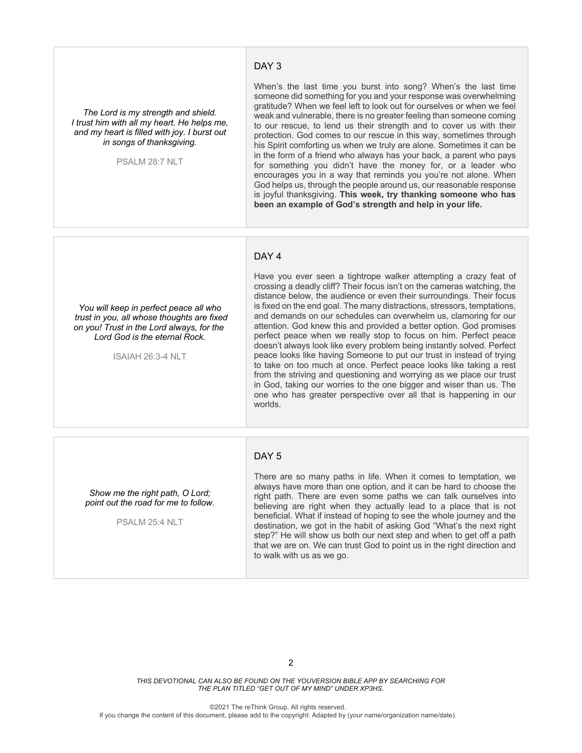## DAY 3

*The Lord is my strength and shield. I trust him with all my heart. He helps me, and my heart is filled with joy. I burst out in songs of thanksgiving.*

PSALM 28:7 NLT

When's the last time you burst into song? When's the last time someone did something for you and your response was overwhelming gratitude? When we feel left to look out for ourselves or when we feel weak and vulnerable, there is no greater feeling than someone coming to our rescue, to lend us their strength and to cover us with their protection. God comes to our rescue in this way, sometimes through his Spirit comforting us when we truly are alone. Sometimes it can be in the form of a friend who always has your back, a parent who pays for something you didn't have the money for, or a leader who encourages you in a way that reminds you you're not alone. When God helps us, through the people around us, our reasonable response is joyful thanksgiving. **This week, try thanking someone who has been an example of God's strength and help in your life.**

## DAY 4

*You will keep in perfect peace all who trust in you, all whose thoughts are fixed on you! Trust in the Lord always, for the Lord God is the eternal Rock.*

ISAIAH 26:3-4 NLT

Have you ever seen a tightrope walker attempting a crazy feat of crossing a deadly cliff? Their focus isn't on the cameras watching, the distance below, the audience or even their surroundings. Their focus is fixed on the end goal. The many distractions, stressors, temptations, and demands on our schedules can overwhelm us, clamoring for our attention. God knew this and provided a better option. God promises perfect peace when we really stop to focus on him. Perfect peace doesn't always look like every problem being instantly solved. Perfect peace looks like having Someone to put our trust in instead of trying to take on too much at once. Perfect peace looks like taking a rest from the striving and questioning and worrying as we place our trust in God, taking our worries to the one bigger and wiser than us. The one who has greater perspective over all that is happening in our worlds.

## DAY 5

*Show me the right path, O Lord; point out the road for me to follow.*

PSALM 25:4 NLT

There are so many paths in life. When it comes to temptation, we always have more than one option, and it can be hard to choose the right path. There are even some paths we can talk ourselves into believing are right when they actually lead to a place that is not beneficial. What if instead of hoping to see the whole journey and the destination, we got in the habit of asking God "What's the next right step?" He will show us both our next step and when to get off a path that we are on. We can trust God to point us in the right direction and to walk with us as we go.

*THIS DEVOTIONAL CAN ALSO BE FOUND ON THE YOUVERSION BIBLE APP BY SEARCHING FOR THE PLAN TITLED "GET OUT OF MY MIND" UNDER XP3HS.*

©2021 The reThink Group. All rights reserved.
If you change the content of this document, please add to the copyright: Adapted by (your name/organization name/date).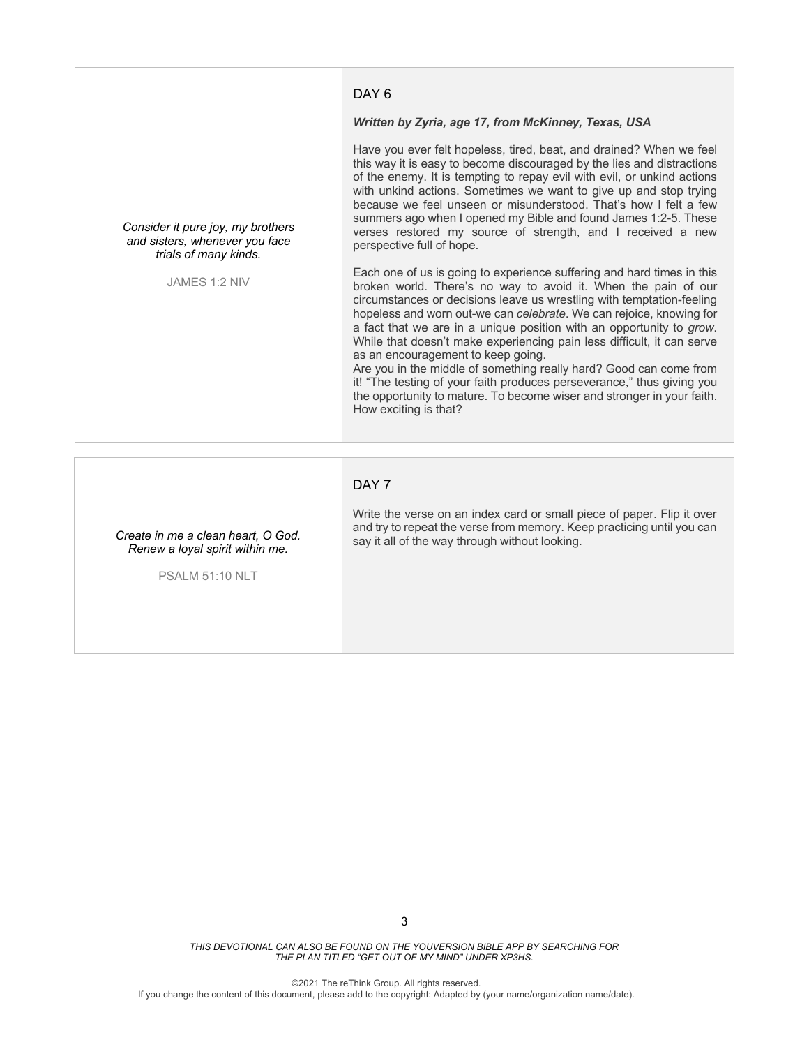## DAY 6

*Consider it pure joy, my brothers and sisters, whenever you face trials of many kinds.*

JAMES 1:2 NIV

***Written by Zyria, age 17, from McKinney, Texas, USA***

Have you ever felt hopeless, tired, beat, and drained? When we feel this way it is easy to become discouraged by the lies and distractions of the enemy. It is tempting to repay evil with evil, or unkind actions with unkind actions. Sometimes we want to give up and stop trying because we feel unseen or misunderstood. That's how I felt a few summers ago when I opened my Bible and found James 1:2-5. These verses restored my source of strength, and I received a new perspective full of hope.

Each one of us is going to experience suffering and hard times in this broken world. There's no way to avoid it. When the pain of our circumstances or decisions leave us wrestling with temptation-feeling hopeless and worn out-we can *celebrate*. We can rejoice, knowing for a fact that we are in a unique position with an opportunity to *grow*. While that doesn't make experiencing pain less difficult, it can serve as an encouragement to keep going.

Are you in the middle of something really hard? Good can come from it! "The testing of your faith produces perseverance," thus giving you the opportunity to mature. To become wiser and stronger in your faith. How exciting is that?

## DAY 7

*Create in me a clean heart, O God. Renew a loyal spirit within me.*

PSALM 51:10 NLT

Write the verse on an index card or small piece of paper. Flip it over and try to repeat the verse from memory. Keep practicing until you can say it all of the way through without looking.

*THIS DEVOTIONAL CAN ALSO BE FOUND ON THE YOUVERSION BIBLE APP BY SEARCHING FOR THE PLAN TITLED "GET OUT OF MY MIND" UNDER XP3HS.*

©2021 The reThink Group. All rights reserved.
If you change the content of this document, please add to the copyright: Adapted by (your name/organization name/date).